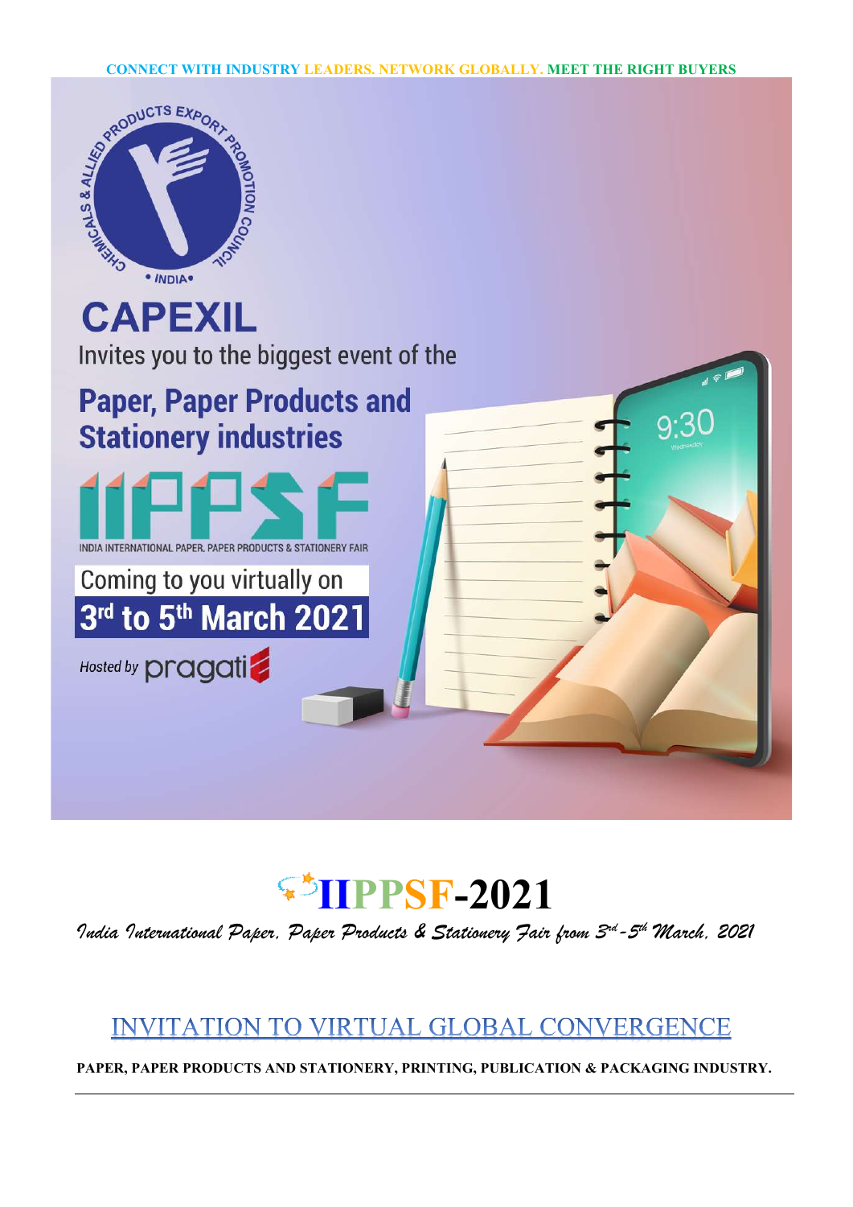**CONNECT WITH INDUSTRY LEADERS. NETWORK GLOBALLY. MEET THE RIGHT BUYERS**

CHEMICALS & ALLIED PRODUCTS EXPORT PROMOTION COUNCIL • INDIA •

# CAPEXIL

Invites you to the biggest event of the

## Paper, Paper Products and Stationery industries

# IIPPSF

INDIA INTERNATIONAL PAPER, PAPER PRODUCTS & STATIONERY FAIR

Coming to you virtually on

**3rd to 5th March 2021**

*Hosted by* pragati

# IIPPSF-2021

*India International Paper, Paper Products & Stationery Fair from 3rd-5th March, 2021*

## INVITATION TO VIRTUAL GLOBAL CONVERGENCE

**PAPER, PAPER PRODUCTS AND STATIONERY, PRINTING, PUBLICATION & PACKAGING INDUSTRY.**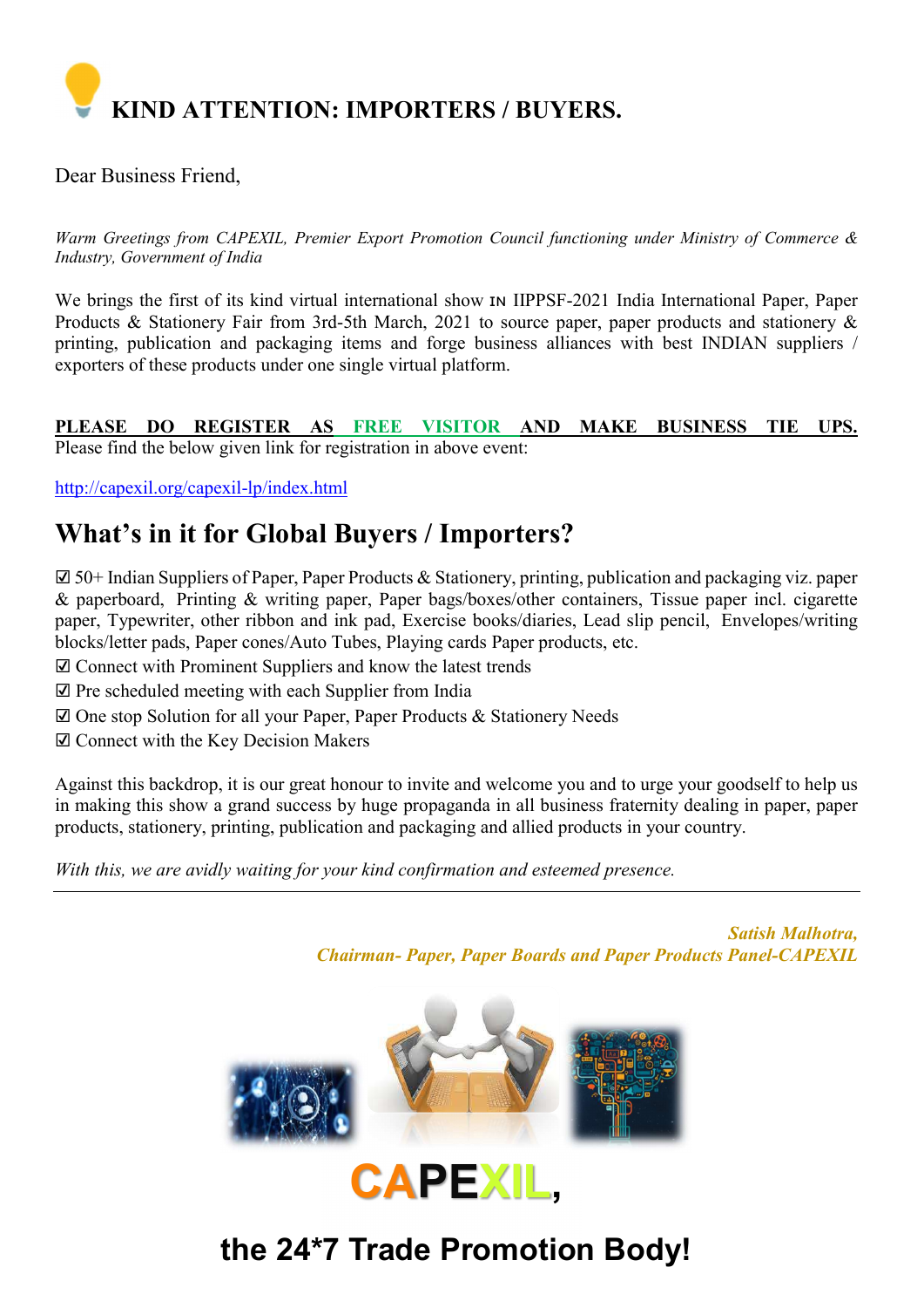# KIND ATTENTION: IMPORTERS / BUYERS.

Dear Business Friend,

*Warm Greetings from CAPEXIL, Premier Export Promotion Council functioning under Ministry of Commerce & Industry, Government of India*

We brings the first of its kind virtual international show IN IIPPSF-2021 India International Paper, Paper Products & Stationery Fair from 3rd-5th March, 2021 to source paper, paper products and stationery & printing, publication and packaging items and forge business alliances with best INDIAN suppliers / exporters of these products under one single virtual platform.

**PLEASE DO REGISTER AS FREE VISITOR AND MAKE BUSINESS TIE UPS.**
Please find the below given link for registration in above event:

http://capexil.org/capexil-lp/index.html

## What's in it for Global Buyers / Importers?

☑ 50+ Indian Suppliers of Paper, Paper Products & Stationery, printing, publication and packaging viz. paper & paperboard, Printing & writing paper, Paper bags/boxes/other containers, Tissue paper incl. cigarette paper, Typewriter, other ribbon and ink pad, Exercise books/diaries, Lead slip pencil, Envelopes/writing blocks/letter pads, Paper cones/Auto Tubes, Playing cards Paper products, etc.
☑ Connect with Prominent Suppliers and know the latest trends
☑ Pre scheduled meeting with each Supplier from India
☑ One stop Solution for all your Paper, Paper Products & Stationery Needs
☑ Connect with the Key Decision Makers

Against this backdrop, it is our great honour to invite and welcome you and to urge your goodself to help us in making this show a grand success by huge propaganda in all business fraternity dealing in paper, paper products, stationery, printing, publication and packaging and allied products in your country.

*With this, we are avidly waiting for your kind confirmation and esteemed presence.*

---

***Satish Malhotra,***
***Chairman- Paper, Paper Boards and Paper Products Panel-CAPEXIL***

**CAPEXIL,**

**the 24*7 Trade Promotion Body!**